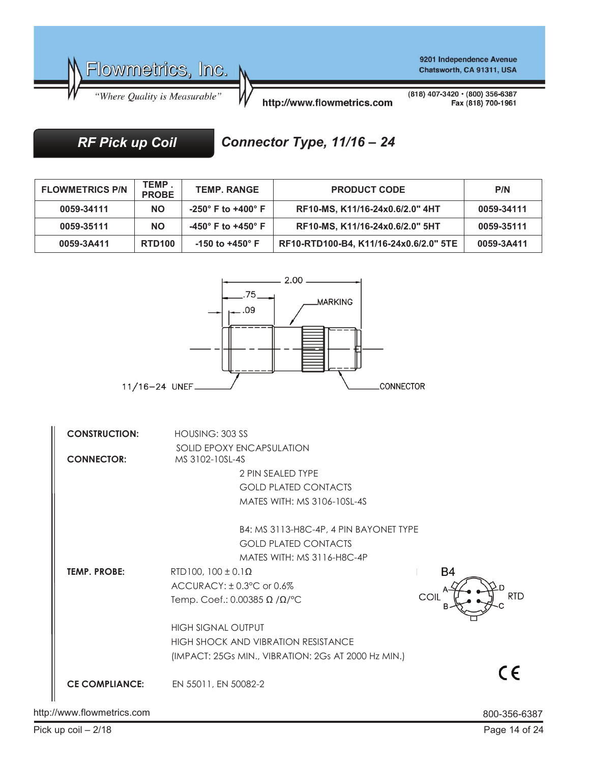# RF Pick up Coil

## Connector Type, 11/16 – 24

| FLOWMETRICS P/N | TEMP . PROBE | TEMP. RANGE | PRODUCT CODE | P/N |
|---|---|---|---|---|
| 0059-34111 | NO | -250° F to +400° F | RF10-MS, K11/16-24x0.6/2.0" 4HT | 0059-34111 |
| 0059-35111 | NO | -450° F to +450° F | RF10-MS, K11/16-24x0.6/2.0" 5HT | 0059-35111 |
| 0059-3A411 | RTD100 | -150 to +450° F | RF10-RTD100-B4, K11/16-24x0.6/2.0" 5TE | 0059-3A411 |

2.00

.75

.09

MARKING

11/16–24 UNEF

CONNECTOR

**CONSTRUCTION:** HOUSING: 303 SS
SOLID EPOXY ENCAPSULATION

**CONNECTOR:** MS 3102-10SL-4S
2 PIN SEALED TYPE
GOLD PLATED CONTACTS
MATES WITH: MS 3106-10SL-4S

B4: MS 3113-H8C-4P, 4 PIN BAYONET TYPE
GOLD PLATED CONTACTS
MATES WITH: MS 3116-H8C-4P

**TEMP. PROBE:** RTD100, 100 ± 0.1Ω
ACCURACY: ± 0.3°C or 0.6%
Temp. Coef.: 0.00385 Ω /Ω/°C

B4

COIL A B

RTD D C

HIGH SIGNAL OUTPUT
HIGH SHOCK AND VIBRATION RESISTANCE
(IMPACT: 25Gs MIN., VIBRATION: 2Gs AT 2000 Hz MIN.)

**CE COMPLIANCE:** EN 55011, EN 50082-2

CE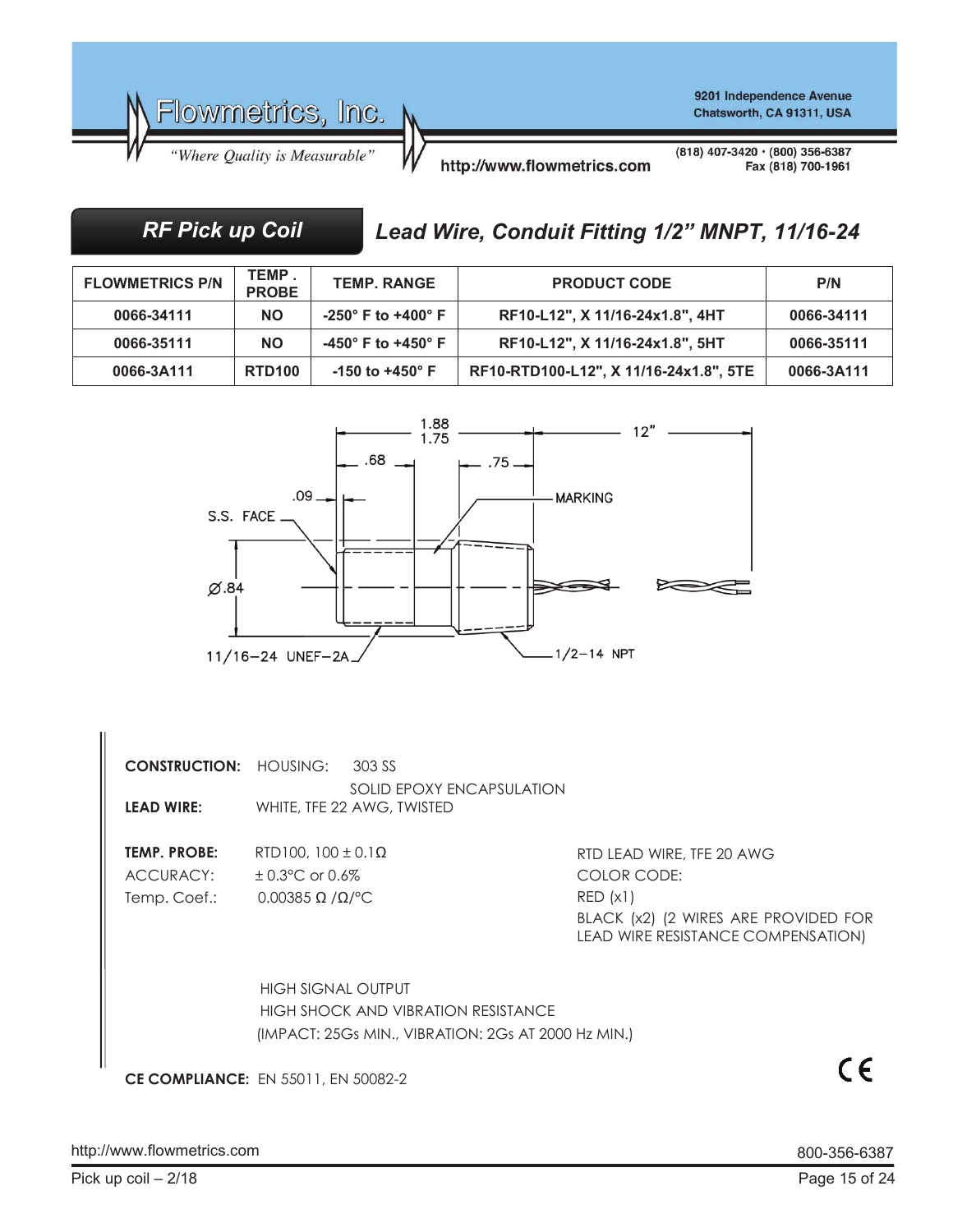## RF Pick up Coil

## *Lead Wire, Conduit Fitting 1/2" MNPT, 11/16-24*

| FLOWMETRICS P/N | TEMP. PROBE | TEMP. RANGE | PRODUCT CODE | P/N |
|---|---|---|---|---|
| 0066-34111 | NO | -250° F to +400° F | RF10-L12", X 11/16-24x1.8", 4HT | 0066-34111 |
| 0066-35111 | NO | -450° F to +450° F | RF10-L12", X 11/16-24x1.8", 5HT | 0066-35111 |
| 0066-3A111 | RTD100 | -150 to +450° F | RF10-RTD100-L12", X 11/16-24x1.8", 5TE | 0066-3A111 |

1.88
1.75
12"
.68
.75
.09
MARKING
S.S. FACE
Ø.84
11/16-24 UNEF-2A
1/2-14 NPT

**CONSTRUCTION:** HOUSING: 303 SS
SOLID EPOXY ENCAPSULATION

**LEAD WIRE:** WHITE, TFE 22 AWG, TWISTED

**TEMP. PROBE:** RTD100, 100 ± 0.1Ω
ACCURACY: ± 0.3°C or 0.6%
Temp. Coef.: 0.00385 Ω /Ω/°C

RTD LEAD WIRE, TFE 20 AWG
COLOR CODE:
RED (x1)
BLACK (x2) (2 WIRES ARE PROVIDED FOR LEAD WIRE RESISTANCE COMPENSATION)

HIGH SIGNAL OUTPUT
HIGH SHOCK AND VIBRATION RESISTANCE
(IMPACT: 25Gs MIN., VIBRATION: 2Gs AT 2000 Hz MIN.)

**CE COMPLIANCE:** EN 55011, EN 50082-2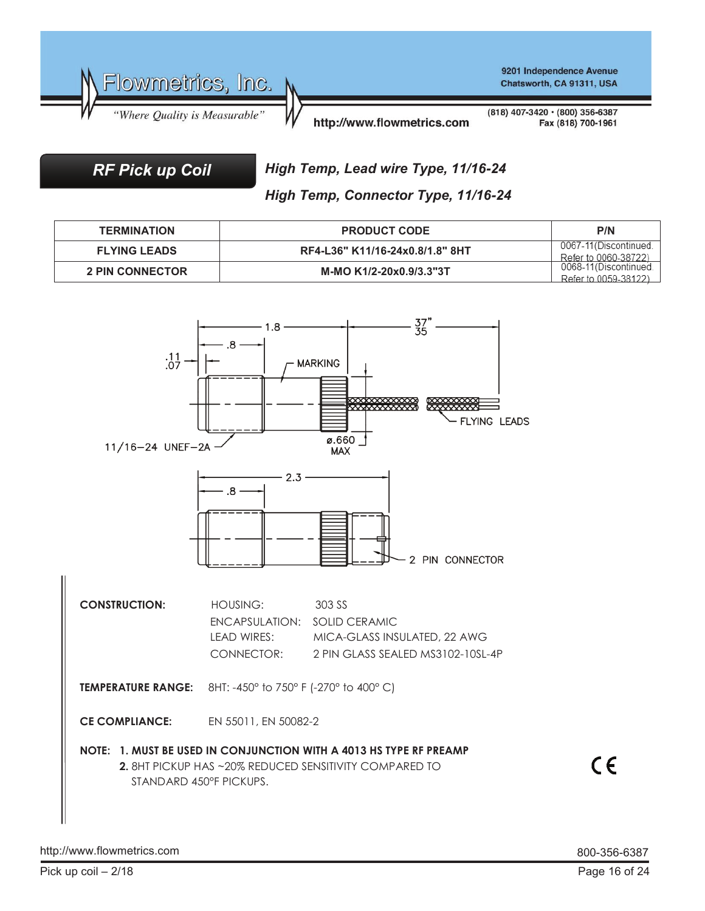# RF Pick up Coil

## *High Temp, Lead wire Type, 11/16-24*

## *High Temp, Connector Type, 11/16-24*

| TERMINATION | PRODUCT CODE | P/N |
|---|---|---|
| FLYING LEADS | RF4-L36" K11/16-24x0.8/1.8" 8HT | 0067-11(Discontinued. Refer to 0060-38722) |
| 2 PIN CONNECTOR | M-MO K1/2-20x0.9/3.3"3T | 0068-11(Discontinued. Refer to 0059-38122) |

1.8
.8
37"
35
.11
.07
MARKING
FLYING LEADS
11/16–24 UNEF–2A
ø.660
MAX

2.3
.8
2 PIN CONNECTOR

**CONSTRUCTION:**

- HOUSING: 303 SS
- ENCAPSULATION: SOLID CERAMIC
- LEAD WIRES: MICA-GLASS INSULATED, 22 AWG
- CONNECTOR: 2 PIN GLASS SEALED MS3102-10SL-4P

**TEMPERATURE RANGE:** 8HT: -450° to 750° F (-270° to 400° C)

**CE COMPLIANCE:** EN 55011, EN 50082-2

**NOTE:** **1. MUST BE USED IN CONJUNCTION WITH A 4013 HS TYPE RF PREAMP**

**2.** 8HT PICKUP HAS ~20% REDUCED SENSITIVITY COMPARED TO STANDARD 450°F PICKUPS.

CE